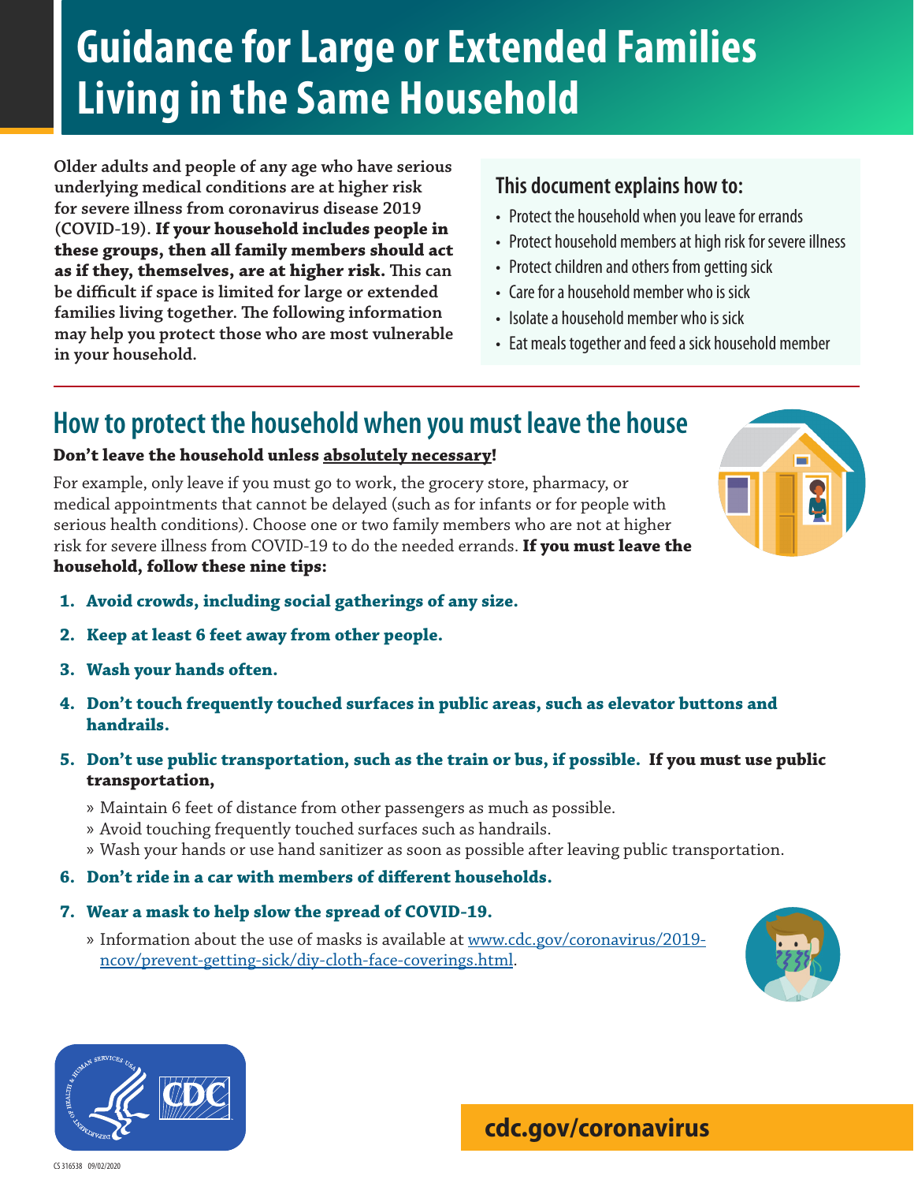# Guidance for Large or Extended Families Living in the Same Household

**Older adults and people of any age who have serious underlying medical conditions are at higher risk for severe illness from coronavirus disease 2019 (COVID-19). If your household includes people in these groups, then all family members should act as if they, themselves, are at higher risk. This can be difficult if space is limited for large or extended families living together. The following information may help you protect those who are most vulnerable in your household.**

### This document explains how to:

- Protect the household when you leave for errands
- Protect household members at high risk for severe illness
- Protect children and others from getting sick
- Care for a household member who is sick
- Isolate a household member who is sick
- Eat meals together and feed a sick household member

## How to protect the household when you must leave the house

**Don't leave the household unless absolutely necessary!**

For example, only leave if you must go to work, the grocery store, pharmacy, or medical appointments that cannot be delayed (such as for infants or for people with serious health conditions). Choose one or two family members who are not at higher risk for severe illness from COVID-19 to do the needed errands. **If you must leave the household, follow these nine tips:**

1. **Avoid crowds, including social gatherings of any size.**
2. **Keep at least 6 feet away from other people.**
3. **Wash your hands often.**
4. **Don't touch frequently touched surfaces in public areas, such as elevator buttons and handrails.**
5. **Don't use public transportation, such as the train or bus, if possible. If you must use public transportation,**
   - Maintain 6 feet of distance from other passengers as much as possible.
   - Avoid touching frequently touched surfaces such as handrails.
   - Wash your hands or use hand sanitizer as soon as possible after leaving public transportation.
6. **Don't ride in a car with members of different households.**
7. **Wear a mask to help slow the spread of COVID-19.**
   - Information about the use of masks is available at www.cdc.gov/coronavirus/2019-ncov/prevent-getting-sick/diy-cloth-face-coverings.html.

cdc.gov/coronavirus

CS 316538 09/02/2020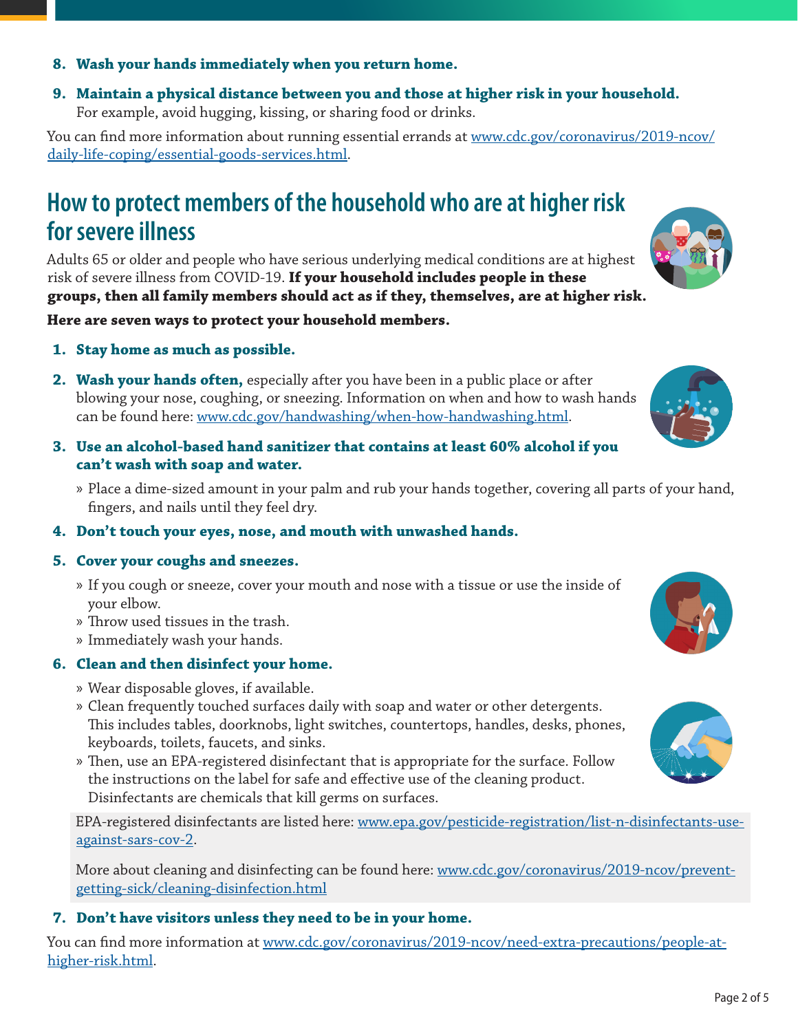8. **Wash your hands immediately when you return home.**
9. **Maintain a physical distance between you and those at higher risk in your household.** For example, avoid hugging, kissing, or sharing food or drinks.

You can find more information about running essential errands at www.cdc.gov/coronavirus/2019-ncov/daily-life-coping/essential-goods-services.html.

## How to protect members of the household who are at higher risk for severe illness

Adults 65 or older and people who have serious underlying medical conditions are at highest risk of severe illness from COVID-19. **If your household includes people in these groups, then all family members should act as if they, themselves, are at higher risk.**

**Here are seven ways to protect your household members.**

1. **Stay home as much as possible.**
2. **Wash your hands often,** especially after you have been in a public place or after blowing your nose, coughing, or sneezing. Information on when and how to wash hands can be found here: www.cdc.gov/handwashing/when-how-handwashing.html.
3. **Use an alcohol-based hand sanitizer that contains at least 60% alcohol if you can't wash with soap and water.**
   - Place a dime-sized amount in your palm and rub your hands together, covering all parts of your hand, fingers, and nails until they feel dry.
4. **Don't touch your eyes, nose, and mouth with unwashed hands.**
5. **Cover your coughs and sneezes.**
   - If you cough or sneeze, cover your mouth and nose with a tissue or use the inside of your elbow.
   - Throw used tissues in the trash.
   - Immediately wash your hands.
6. **Clean and then disinfect your home.**
   - Wear disposable gloves, if available.
   - Clean frequently touched surfaces daily with soap and water or other detergents. This includes tables, doorknobs, light switches, countertops, handles, desks, phones, keyboards, toilets, faucets, and sinks.
   - Then, use an EPA-registered disinfectant that is appropriate for the surface. Follow the instructions on the label for safe and effective use of the cleaning product. Disinfectants are chemicals that kill germs on surfaces.

   EPA-registered disinfectants are listed here: www.epa.gov/pesticide-registration/list-n-disinfectants-use-against-sars-cov-2.

   More about cleaning and disinfecting can be found here: www.cdc.gov/coronavirus/2019-ncov/prevent-getting-sick/cleaning-disinfection.html

7. **Don't have visitors unless they need to be in your home.**

You can find more information at www.cdc.gov/coronavirus/2019-ncov/need-extra-precautions/people-at-higher-risk.html.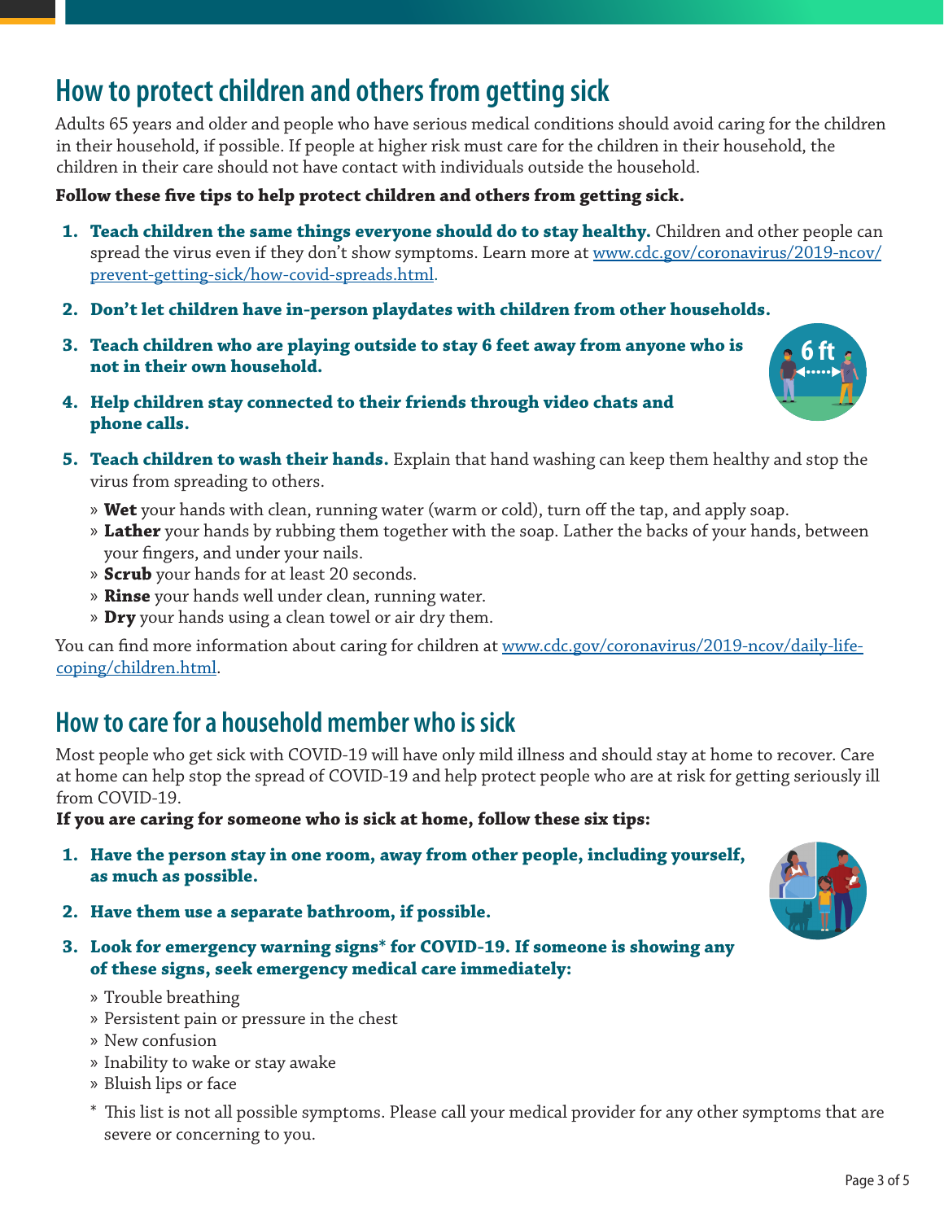## How to protect children and others from getting sick

Adults 65 years and older and people who have serious medical conditions should avoid caring for the children in their household, if possible. If people at higher risk must care for the children in their household, the children in their care should not have contact with individuals outside the household.

**Follow these five tips to help protect children and others from getting sick.**

1. **Teach children the same things everyone should do to stay healthy.** Children and other people can spread the virus even if they don't show symptoms. Learn more at [www.cdc.gov/coronavirus/2019-ncov/prevent-getting-sick/how-covid-spreads.html](www.cdc.gov/coronavirus/2019-ncov/prevent-getting-sick/how-covid-spreads.html).
2. **Don't let children have in-person playdates with children from other households.**
3. **Teach children who are playing outside to stay 6 feet away from anyone who is not in their own household.**
4. **Help children stay connected to their friends through video chats and phone calls.**
5. **Teach children to wash their hands.** Explain that hand washing can keep them healthy and stop the virus from spreading to others.
   - **Wet** your hands with clean, running water (warm or cold), turn off the tap, and apply soap.
   - **Lather** your hands by rubbing them together with the soap. Lather the backs of your hands, between your fingers, and under your nails.
   - **Scrub** your hands for at least 20 seconds.
   - **Rinse** your hands well under clean, running water.
   - **Dry** your hands using a clean towel or air dry them.

You can find more information about caring for children at [www.cdc.gov/coronavirus/2019-ncov/daily-life-coping/children.html](www.cdc.gov/coronavirus/2019-ncov/daily-life-coping/children.html).

## How to care for a household member who is sick

Most people who get sick with COVID-19 will have only mild illness and should stay at home to recover. Care at home can help stop the spread of COVID-19 and help protect people who are at risk for getting seriously ill from COVID-19.

**If you are caring for someone who is sick at home, follow these six tips:**

1. **Have the person stay in one room, away from other people, including yourself, as much as possible.**
2. **Have them use a separate bathroom, if possible.**
3. **Look for emergency warning signs* for COVID-19. If someone is showing any of these signs, seek emergency medical care immediately:**
   - Trouble breathing
   - Persistent pain or pressure in the chest
   - New confusion
   - Inability to wake or stay awake
   - Bluish lips or face

   \* This list is not all possible symptoms. Please call your medical provider for any other symptoms that are severe or concerning to you.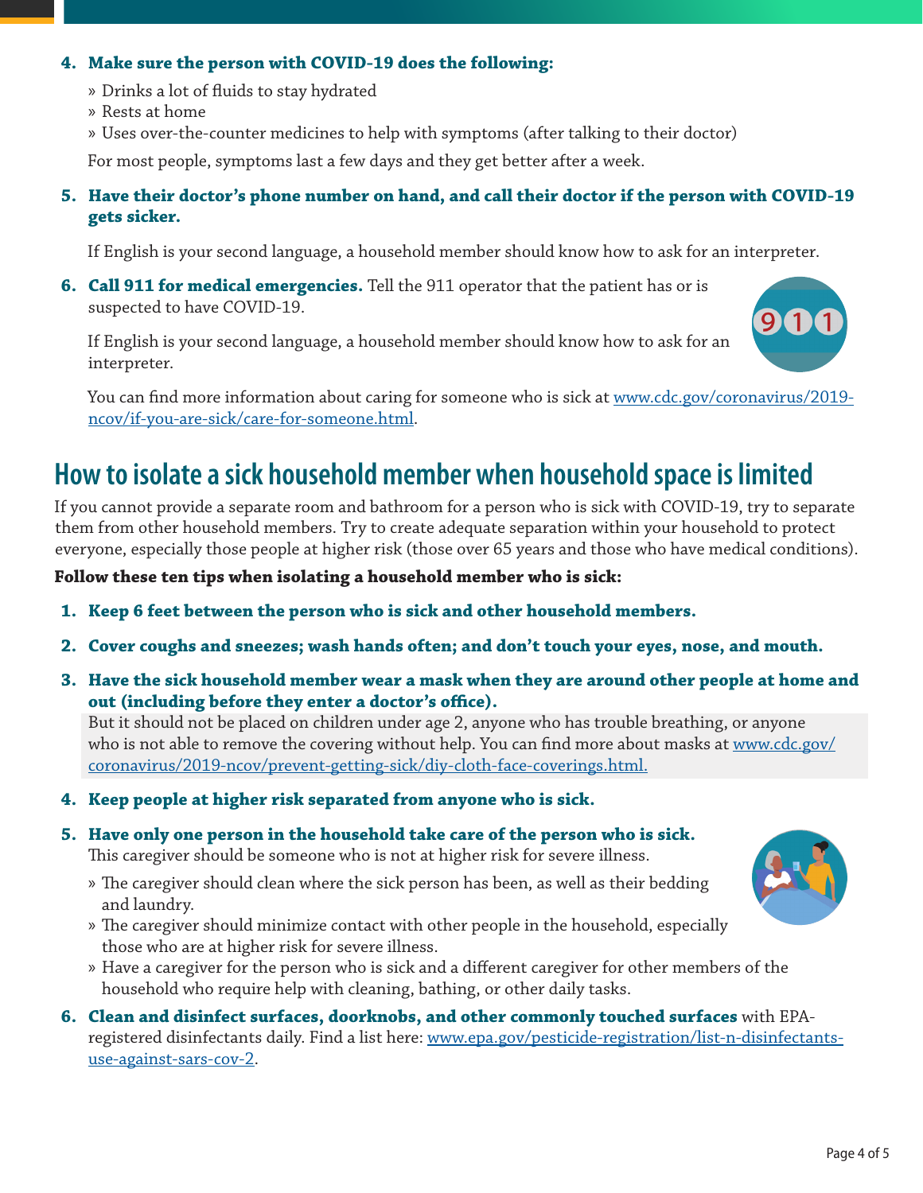4. **Make sure the person with COVID-19 does the following:**

   » Drinks a lot of fluids to stay hydrated

   » Rests at home

   » Uses over-the-counter medicines to help with symptoms (after talking to their doctor)

   For most people, symptoms last a few days and they get better after a week.

5. **Have their doctor's phone number on hand, and call their doctor if the person with COVID-19 gets sicker.**

   If English is your second language, a household member should know how to ask for an interpreter.

6. **Call 911 for medical emergencies.** Tell the 911 operator that the patient has or is suspected to have COVID-19.

   If English is your second language, a household member should know how to ask for an interpreter.

   You can find more information about caring for someone who is sick at [www.cdc.gov/coronavirus/2019-ncov/if-you-are-sick/care-for-someone.html](www.cdc.gov/coronavirus/2019-ncov/if-you-are-sick/care-for-someone.html).

## How to isolate a sick household member when household space is limited

If you cannot provide a separate room and bathroom for a person who is sick with COVID-19, try to separate them from other household members. Try to create adequate separation within your household to protect everyone, especially those people at higher risk (those over 65 years and those who have medical conditions).

**Follow these ten tips when isolating a household member who is sick:**

1. **Keep 6 feet between the person who is sick and other household members.**

2. **Cover coughs and sneezes; wash hands often; and don't touch your eyes, nose, and mouth.**

3. **Have the sick household member wear a mask when they are around other people at home and out (including before they enter a doctor's office).**

   But it should not be placed on children under age 2, anyone who has trouble breathing, or anyone who is not able to remove the covering without help. You can find more about masks at [www.cdc.gov/coronavirus/2019-ncov/prevent-getting-sick/diy-cloth-face-coverings.html.](www.cdc.gov/coronavirus/2019-ncov/prevent-getting-sick/diy-cloth-face-coverings.html)

4. **Keep people at higher risk separated from anyone who is sick.**

5. **Have only one person in the household take care of the person who is sick.**

   This caregiver should be someone who is not at higher risk for severe illness.

   » The caregiver should clean where the sick person has been, as well as their bedding and laundry.

   » The caregiver should minimize contact with other people in the household, especially those who are at higher risk for severe illness.

   » Have a caregiver for the person who is sick and a different caregiver for other members of the household who require help with cleaning, bathing, or other daily tasks.

6. **Clean and disinfect surfaces, doorknobs, and other commonly touched surfaces** with EPA-registered disinfectants daily. Find a list here: [www.epa.gov/pesticide-registration/list-n-disinfectants-use-against-sars-cov-2](www.epa.gov/pesticide-registration/list-n-disinfectants-use-against-sars-cov-2).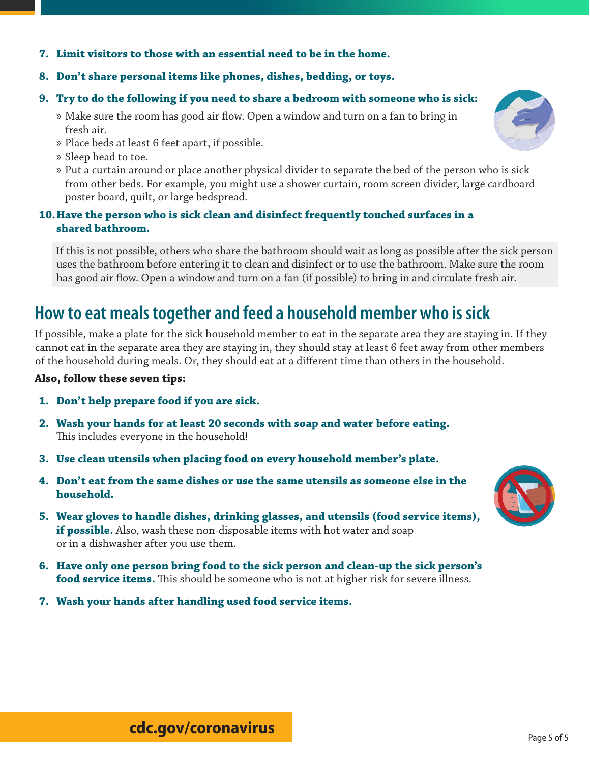7. **Limit visitors to those with an essential need to be in the home.**

8. **Don't share personal items like phones, dishes, bedding, or toys.**

9. **Try to do the following if you need to share a bedroom with someone who is sick:**
   - Make sure the room has good air flow. Open a window and turn on a fan to bring in fresh air.
   - Place beds at least 6 feet apart, if possible.
   - Sleep head to toe.
   - Put a curtain around or place another physical divider to separate the bed of the person who is sick from other beds. For example, you might use a shower curtain, room screen divider, large cardboard poster board, quilt, or large bedspread.

10. **Have the person who is sick clean and disinfect frequently touched surfaces in a shared bathroom.**

    If this is not possible, others who share the bathroom should wait as long as possible after the sick person uses the bathroom before entering it to clean and disinfect or to use the bathroom. Make sure the room has good air flow. Open a window and turn on a fan (if possible) to bring in and circulate fresh air.

## How to eat meals together and feed a household member who is sick

If possible, make a plate for the sick household member to eat in the separate area they are staying in. If they cannot eat in the separate area they are staying in, they should stay at least 6 feet away from other members of the household during meals. Or, they should eat at a different time than others in the household.

**Also, follow these seven tips:**

1. **Don't help prepare food if you are sick.**
2. **Wash your hands for at least 20 seconds with soap and water before eating.** This includes everyone in the household!
3. **Use clean utensils when placing food on every household member's plate.**
4. **Don't eat from the same dishes or use the same utensils as someone else in the household.**
5. **Wear gloves to handle dishes, drinking glasses, and utensils (food service items), if possible.** Also, wash these non-disposable items with hot water and soap or in a dishwasher after you use them.
6. **Have only one person bring food to the sick person and clean-up the sick person's food service items.** This should be someone who is not at higher risk for severe illness.
7. **Wash your hands after handling used food service items.**

cdc.gov/coronavirus